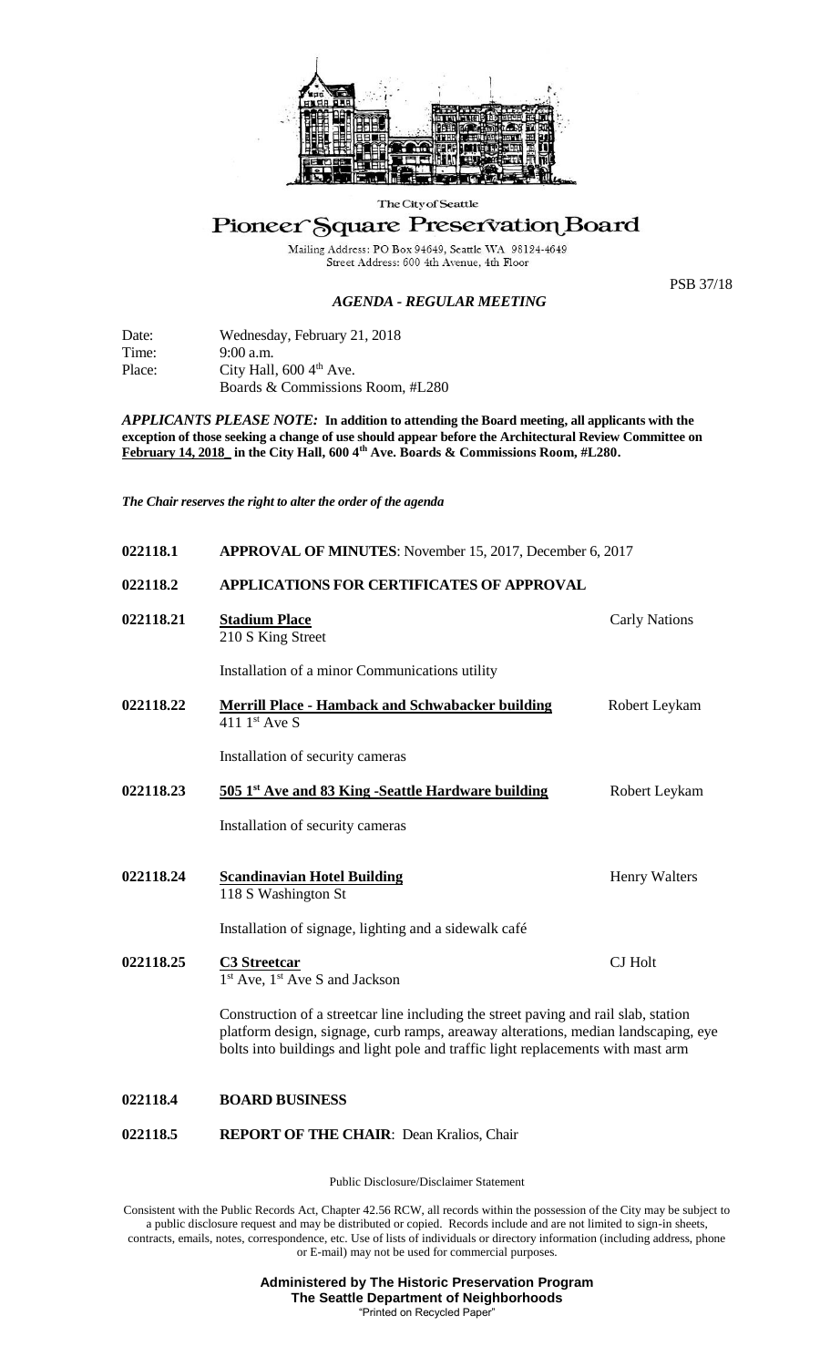The City of Seattle

# Pioneer Square Preservation Board

Mailing Address: PO Box 94649, Seattle WA 98124-4649
Street Address: 600 4th Avenue, 4th Floor

PSB 37/18

### *AGENDA - REGULAR MEETING*

Date: Wednesday, February 21, 2018
Time: 9:00 a.m.
Place: City Hall, 600 4th Ave.
Boards & Commissions Room, #L280

***APPLICANTS PLEASE NOTE:*** **In addition to attending the Board meeting, all applicants with the exception of those seeking a change of use should appear before the Architectural Review Committee on February 14, 2018 in the City Hall, 600 4th Ave. Boards & Commissions Room, #L280.**

*The Chair reserves the right to alter the order of the agenda*

**022118.1** **APPROVAL OF MINUTES**: November 15, 2017, December 6, 2017

**022118.2** **APPLICATIONS FOR CERTIFICATES OF APPROVAL**

**022118.21** **Stadium Place** — Carly Nations
210 S King Street

Installation of a minor Communications utility

**022118.22** **Merrill Place - Hamback and Schwabacker building** — Robert Leykam
411 1st Ave S

Installation of security cameras

**022118.23** **505 1st Ave and 83 King -Seattle Hardware building** — Robert Leykam

Installation of security cameras

**022118.24** **Scandinavian Hotel Building** — Henry Walters
118 S Washington St

Installation of signage, lighting and a sidewalk café

**022118.25** **C3 Streetcar** — CJ Holt
1st Ave, 1st Ave S and Jackson

Construction of a streetcar line including the street paving and rail slab, station platform design, signage, curb ramps, areaway alterations, median landscaping, eye bolts into buildings and light pole and traffic light replacements with mast arm

**022118.4** **BOARD BUSINESS**

**022118.5** **REPORT OF THE CHAIR**: Dean Kralios, Chair

Public Disclosure/Disclaimer Statement

Consistent with the Public Records Act, Chapter 42.56 RCW, all records within the possession of the City may be subject to a public disclosure request and may be distributed or copied. Records include and are not limited to sign-in sheets, contracts, emails, notes, correspondence, etc. Use of lists of individuals or directory information (including address, phone or E-mail) may not be used for commercial purposes.

**Administered by The Historic Preservation Program**
**The Seattle Department of Neighborhoods**
"Printed on Recycled Paper"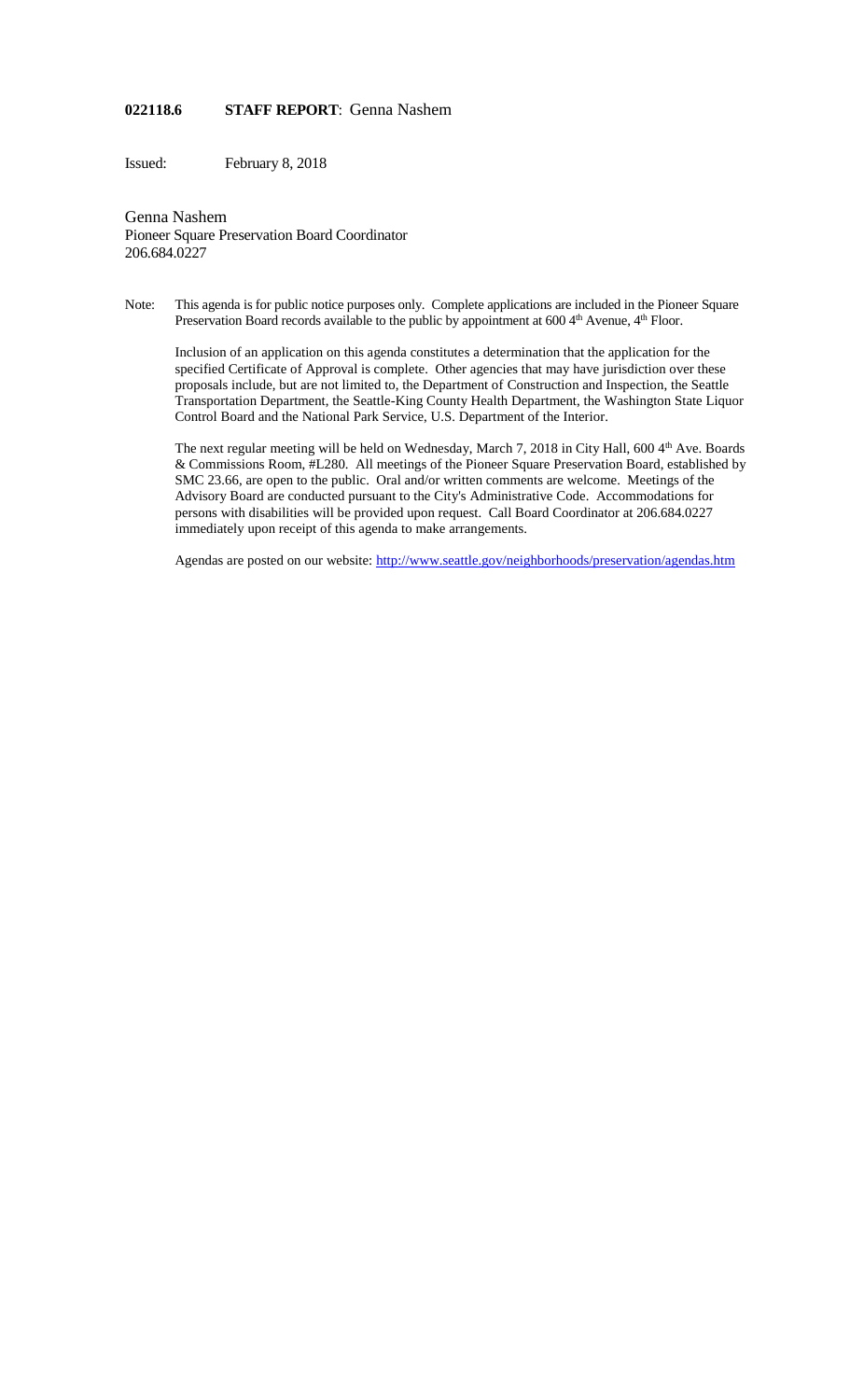**022118.6 STAFF REPORT**: Genna Nashem

Issued: February 8, 2018

Genna Nashem
Pioneer Square Preservation Board Coordinator
206.684.0227

Note: This agenda is for public notice purposes only. Complete applications are included in the Pioneer Square Preservation Board records available to the public by appointment at 600 4th Avenue, 4th Floor.

Inclusion of an application on this agenda constitutes a determination that the application for the specified Certificate of Approval is complete. Other agencies that may have jurisdiction over these proposals include, but are not limited to, the Department of Construction and Inspection, the Seattle Transportation Department, the Seattle-King County Health Department, the Washington State Liquor Control Board and the National Park Service, U.S. Department of the Interior.

The next regular meeting will be held on Wednesday, March 7, 2018 in City Hall, 600 4th Ave. Boards & Commissions Room, #L280. All meetings of the Pioneer Square Preservation Board, established by SMC 23.66, are open to the public. Oral and/or written comments are welcome. Meetings of the Advisory Board are conducted pursuant to the City's Administrative Code. Accommodations for persons with disabilities will be provided upon request. Call Board Coordinator at 206.684.0227 immediately upon receipt of this agenda to make arrangements.

Agendas are posted on our website: http://www.seattle.gov/neighborhoods/preservation/agendas.htm